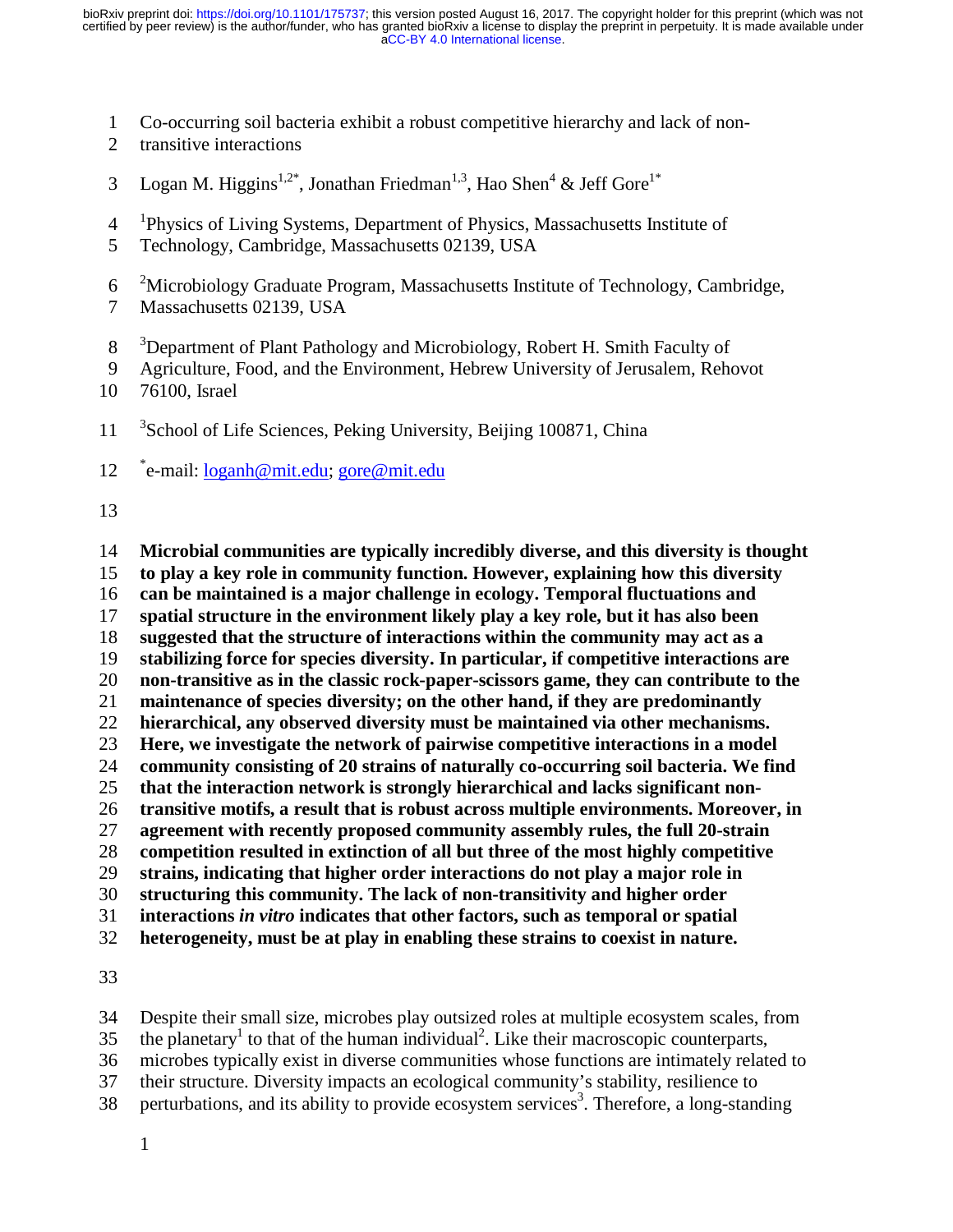# Co-occurring soil bacteria exhibit a robust competitive hierarchy and lack of non-transitive interactions

Logan M. Higgins[1,2*], Jonathan Friedman[1,3], Hao Shen[4] & Jeff Gore[1*]

[1]Physics of Living Systems, Department of Physics, Massachusetts Institute of Technology, Cambridge, Massachusetts 02139, USA

[2]Microbiology Graduate Program, Massachusetts Institute of Technology, Cambridge, Massachusetts 02139, USA

[3]Department of Plant Pathology and Microbiology, Robert H. Smith Faculty of Agriculture, Food, and the Environment, Hebrew University of Jerusalem, Rehovot 76100, Israel

[3]School of Life Sciences, Peking University, Beijing 100871, China

*e-mail: loganh@mit.edu; gore@mit.edu

**Microbial communities are typically incredibly diverse, and this diversity is thought to play a key role in community function. However, explaining how this diversity can be maintained is a major challenge in ecology. Temporal fluctuations and spatial structure in the environment likely play a key role, but it has also been suggested that the structure of interactions within the community may act as a stabilizing force for species diversity. In particular, if competitive interactions are non-transitive as in the classic rock-paper-scissors game, they can contribute to the maintenance of species diversity; on the other hand, if they are predominantly hierarchical, any observed diversity must be maintained via other mechanisms. Here, we investigate the network of pairwise competitive interactions in a model community consisting of 20 strains of naturally co-occurring soil bacteria. We find that the interaction network is strongly hierarchical and lacks significant non-transitive motifs, a result that is robust across multiple environments. Moreover, in agreement with recently proposed community assembly rules, the full 20-strain competition resulted in extinction of all but three of the most highly competitive strains, indicating that higher order interactions do not play a major role in structuring this community. The lack of non-transitivity and higher order interactions *in vitro* indicates that other factors, such as temporal or spatial heterogeneity, must be at play in enabling these strains to coexist in nature.**

Despite their small size, microbes play outsized roles at multiple ecosystem scales, from the planetary[1] to that of the human individual[2]. Like their macroscopic counterparts, microbes typically exist in diverse communities whose functions are intimately related to their structure. Diversity impacts an ecological community's stability, resilience to perturbations, and its ability to provide ecosystem services[3]. Therefore, a long-standing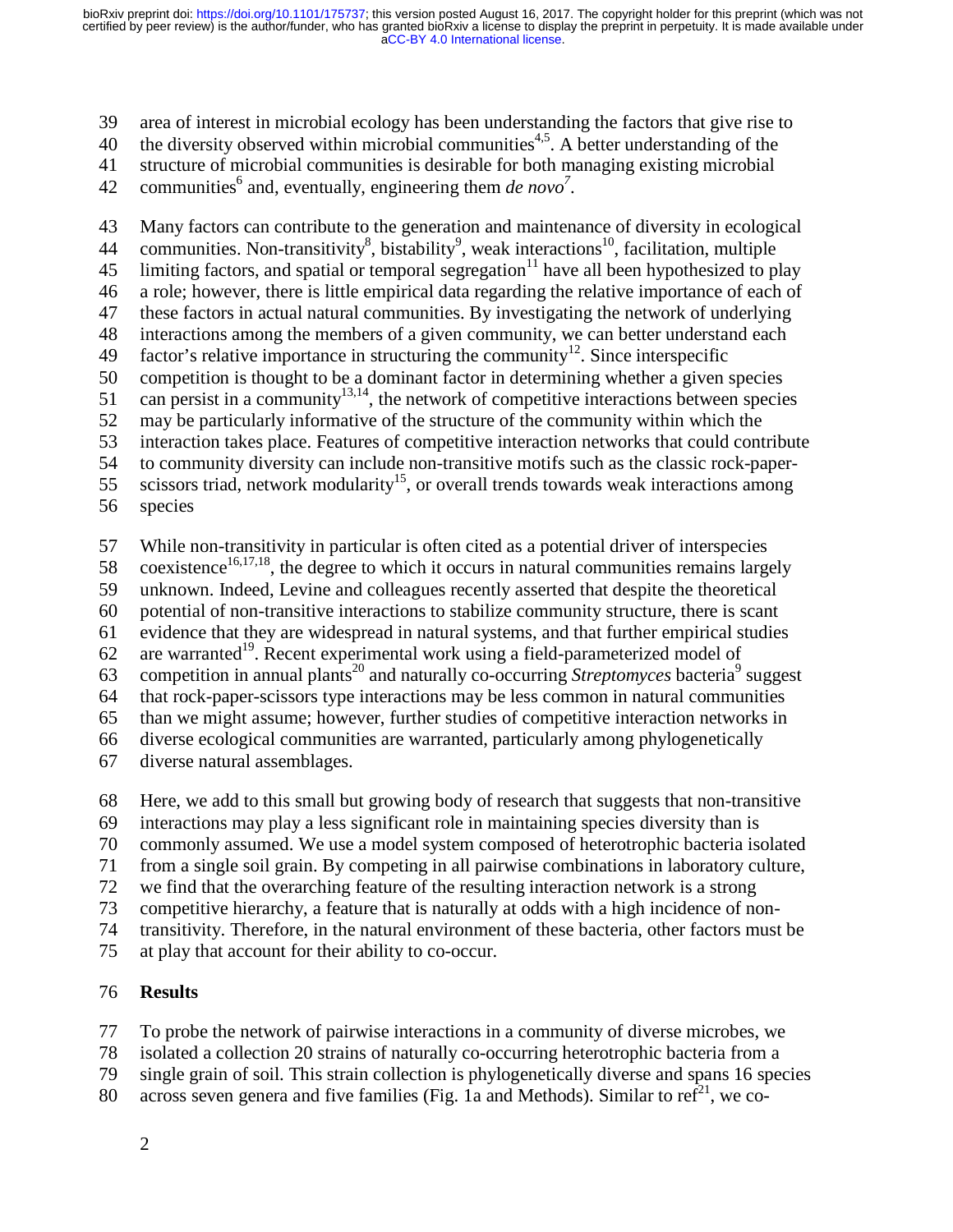area of interest in microbial ecology has been understanding the factors that give rise to the diversity observed within microbial communities[4,5]. A better understanding of the structure of microbial communities is desirable for both managing existing microbial communities[6] and, eventually, engineering them *de novo*[7].

Many factors can contribute to the generation and maintenance of diversity in ecological communities. Non-transitivity[8], bistability[9], weak interactions[10], facilitation, multiple limiting factors, and spatial or temporal segregation[11] have all been hypothesized to play a role; however, there is little empirical data regarding the relative importance of each of these factors in actual natural communities. By investigating the network of underlying interactions among the members of a given community, we can better understand each factor's relative importance in structuring the community[12]. Since interspecific competition is thought to be a dominant factor in determining whether a given species can persist in a community[13,14], the network of competitive interactions between species may be particularly informative of the structure of the community within which the interaction takes place. Features of competitive interaction networks that could contribute to community diversity can include non-transitive motifs such as the classic rock-paper-scissors triad, network modularity[15], or overall trends towards weak interactions among species

While non-transitivity in particular is often cited as a potential driver of interspecies coexistence[16,17,18], the degree to which it occurs in natural communities remains largely unknown. Indeed, Levine and colleagues recently asserted that despite the theoretical potential of non-transitive interactions to stabilize community structure, there is scant evidence that they are widespread in natural systems, and that further empirical studies are warranted[19]. Recent experimental work using a field-parameterized model of competition in annual plants[20] and naturally co-occurring *Streptomyces* bacteria[9] suggest that rock-paper-scissors type interactions may be less common in natural communities than we might assume; however, further studies of competitive interaction networks in diverse ecological communities are warranted, particularly among phylogenetically diverse natural assemblages.

Here, we add to this small but growing body of research that suggests that non-transitive interactions may play a less significant role in maintaining species diversity than is commonly assumed. We use a model system composed of heterotrophic bacteria isolated from a single soil grain. By competing in all pairwise combinations in laboratory culture, we find that the overarching feature of the resulting interaction network is a strong competitive hierarchy, a feature that is naturally at odds with a high incidence of non-transitivity. Therefore, in the natural environment of these bacteria, other factors must be at play that account for their ability to co-occur.

## Results

To probe the network of pairwise interactions in a community of diverse microbes, we isolated a collection 20 strains of naturally co-occurring heterotrophic bacteria from a single grain of soil. This strain collection is phylogenetically diverse and spans 16 species across seven genera and five families (Fig. 1a and Methods). Similar to ref[21], we co-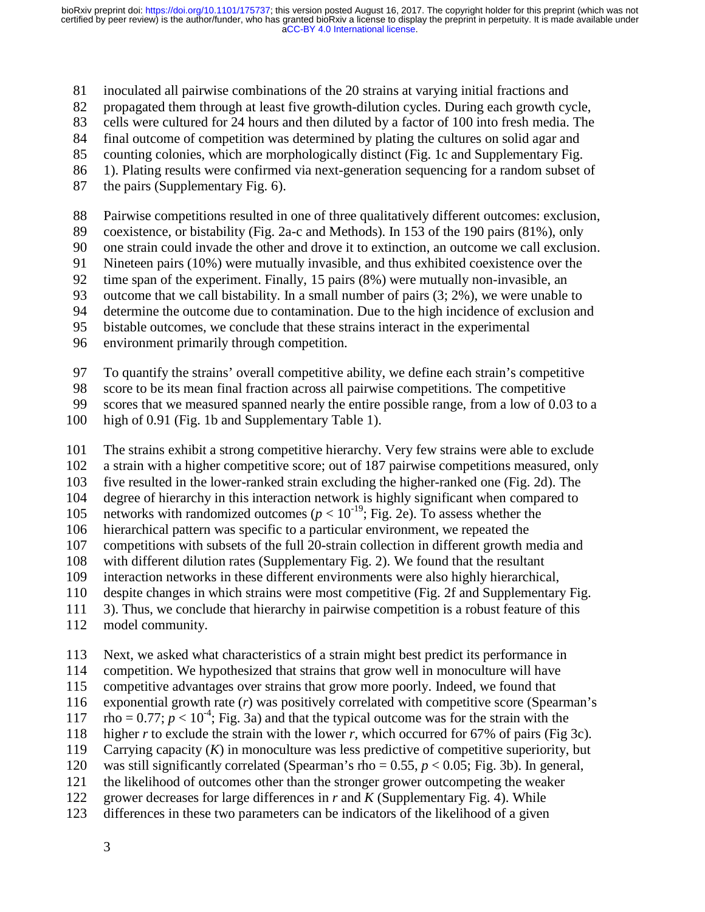inoculated all pairwise combinations of the 20 strains at varying initial fractions and propagated them through at least five growth-dilution cycles. During each growth cycle, cells were cultured for 24 hours and then diluted by a factor of 100 into fresh media. The final outcome of competition was determined by plating the cultures on solid agar and counting colonies, which are morphologically distinct (Fig. 1c and Supplementary Fig. 1). Plating results were confirmed via next-generation sequencing for a random subset of the pairs (Supplementary Fig. 6).

Pairwise competitions resulted in one of three qualitatively different outcomes: exclusion, coexistence, or bistability (Fig. 2a-c and Methods). In 153 of the 190 pairs (81%), only one strain could invade the other and drove it to extinction, an outcome we call exclusion. Nineteen pairs (10%) were mutually invasible, and thus exhibited coexistence over the time span of the experiment. Finally, 15 pairs (8%) were mutually non-invasible, an outcome that we call bistability. In a small number of pairs (3; 2%), we were unable to determine the outcome due to contamination. Due to the high incidence of exclusion and bistable outcomes, we conclude that these strains interact in the experimental environment primarily through competition.

To quantify the strains' overall competitive ability, we define each strain's competitive score to be its mean final fraction across all pairwise competitions. The competitive scores that we measured spanned nearly the entire possible range, from a low of 0.03 to a high of 0.91 (Fig. 1b and Supplementary Table 1).

The strains exhibit a strong competitive hierarchy. Very few strains were able to exclude a strain with a higher competitive score; out of 187 pairwise competitions measured, only five resulted in the lower-ranked strain excluding the higher-ranked one (Fig. 2d). The degree of hierarchy in this interaction network is highly significant when compared to networks with randomized outcomes ($p < 10^{-19}$; Fig. 2e). To assess whether the hierarchical pattern was specific to a particular environment, we repeated the competitions with subsets of the full 20-strain collection in different growth media and with different dilution rates (Supplementary Fig. 2). We found that the resultant interaction networks in these different environments were also highly hierarchical, despite changes in which strains were most competitive (Fig. 2f and Supplementary Fig. 3). Thus, we conclude that hierarchy in pairwise competition is a robust feature of this model community.

Next, we asked what characteristics of a strain might best predict its performance in competition. We hypothesized that strains that grow well in monoculture will have competitive advantages over strains that grow more poorly. Indeed, we found that exponential growth rate ($r$) was positively correlated with competitive score (Spearman's rho = 0.77; $p < 10^{-4}$; Fig. 3a) and that the typical outcome was for the strain with the higher $r$ to exclude the strain with the lower $r$, which occurred for 67% of pairs (Fig 3c). Carrying capacity ($K$) in monoculture was less predictive of competitive superiority, but was still significantly correlated (Spearman's rho = 0.55, $p < 0.05$; Fig. 3b). In general, the likelihood of outcomes other than the stronger grower outcompeting the weaker grower decreases for large differences in $r$ and $K$ (Supplementary Fig. 4). While differences in these two parameters can be indicators of the likelihood of a given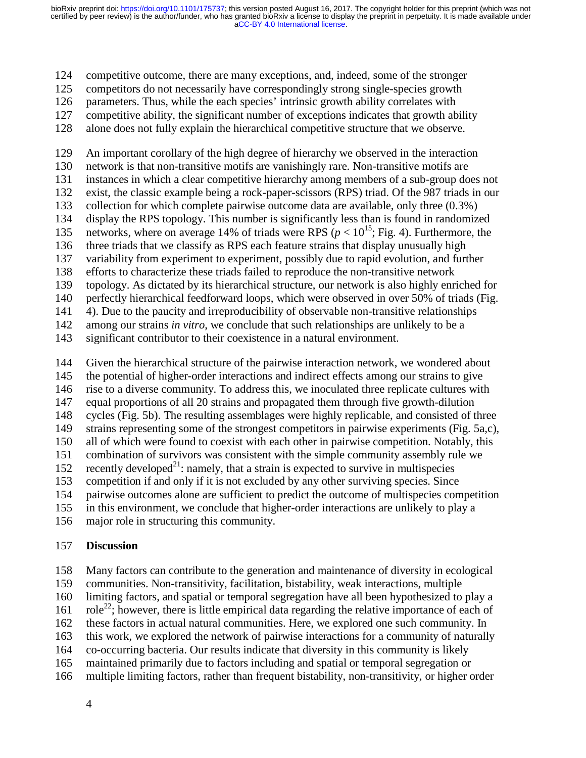competitive outcome, there are many exceptions, and, indeed, some of the stronger competitors do not necessarily have correspondingly strong single-species growth parameters. Thus, while the each species' intrinsic growth ability correlates with competitive ability, the significant number of exceptions indicates that growth ability alone does not fully explain the hierarchical competitive structure that we observe.

An important corollary of the high degree of hierarchy we observed in the interaction network is that non-transitive motifs are vanishingly rare. Non-transitive motifs are instances in which a clear competitive hierarchy among members of a sub-group does not exist, the classic example being a rock-paper-scissors (RPS) triad. Of the 987 triads in our collection for which complete pairwise outcome data are available, only three (0.3%) display the RPS topology. This number is significantly less than is found in randomized networks, where on average 14% of triads were RPS ($p < 10^{15}$; Fig. 4). Furthermore, the three triads that we classify as RPS each feature strains that display unusually high variability from experiment to experiment, possibly due to rapid evolution, and further efforts to characterize these triads failed to reproduce the non-transitive network topology. As dictated by its hierarchical structure, our network is also highly enriched for perfectly hierarchical feedforward loops, which were observed in over 50% of triads (Fig. 4). Due to the paucity and irreproducibility of observable non-transitive relationships among our strains *in vitro*, we conclude that such relationships are unlikely to be a significant contributor to their coexistence in a natural environment.

Given the hierarchical structure of the pairwise interaction network, we wondered about the potential of higher-order interactions and indirect effects among our strains to give rise to a diverse community. To address this, we inoculated three replicate cultures with equal proportions of all 20 strains and propagated them through five growth-dilution cycles (Fig. 5b). The resulting assemblages were highly replicable, and consisted of three strains representing some of the strongest competitors in pairwise experiments (Fig. 5a,c), all of which were found to coexist with each other in pairwise competition. Notably, this combination of survivors was consistent with the simple community assembly rule we recently developed[21]: namely, that a strain is expected to survive in multispecies competition if and only if it is not excluded by any other surviving species. Since pairwise outcomes alone are sufficient to predict the outcome of multispecies competition in this environment, we conclude that higher-order interactions are unlikely to play a major role in structuring this community.

## Discussion

Many factors can contribute to the generation and maintenance of diversity in ecological communities. Non-transitivity, facilitation, bistability, weak interactions, multiple limiting factors, and spatial or temporal segregation have all been hypothesized to play a role[22]; however, there is little empirical data regarding the relative importance of each of these factors in actual natural communities. Here, we explored one such community. In this work, we explored the network of pairwise interactions for a community of naturally co-occurring bacteria. Our results indicate that diversity in this community is likely maintained primarily due to factors including and spatial or temporal segregation or multiple limiting factors, rather than frequent bistability, non-transitivity, or higher order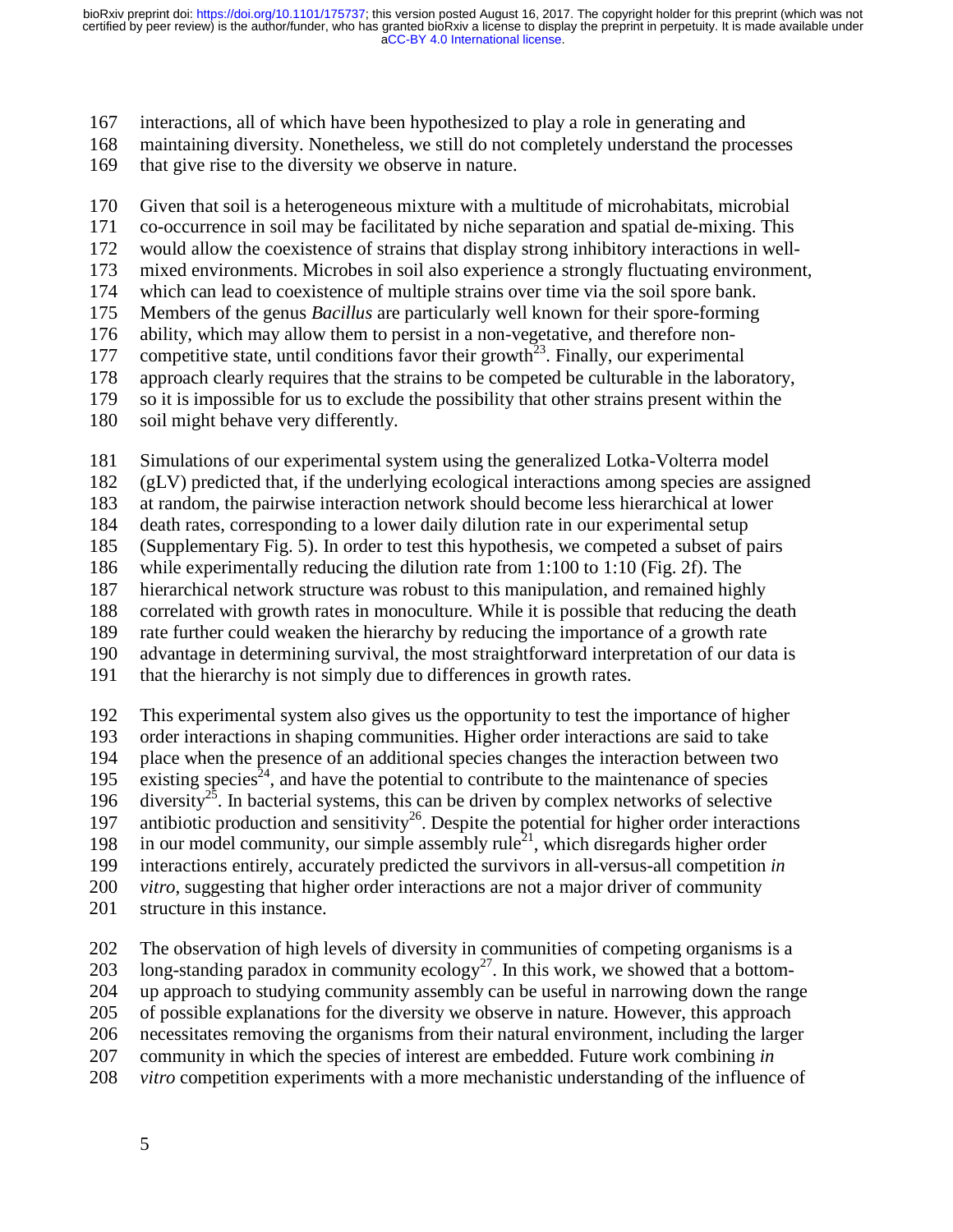interactions, all of which have been hypothesized to play a role in generating and maintaining diversity. Nonetheless, we still do not completely understand the processes that give rise to the diversity we observe in nature.

Given that soil is a heterogeneous mixture with a multitude of microhabitats, microbial co-occurrence in soil may be facilitated by niche separation and spatial de-mixing. This would allow the coexistence of strains that display strong inhibitory interactions in well-mixed environments. Microbes in soil also experience a strongly fluctuating environment, which can lead to coexistence of multiple strains over time via the soil spore bank. Members of the genus *Bacillus* are particularly well known for their spore-forming ability, which may allow them to persist in a non-vegetative, and therefore non-competitive state, until conditions favor their growth[23]. Finally, our experimental approach clearly requires that the strains to be competed be culturable in the laboratory, so it is impossible for us to exclude the possibility that other strains present within the soil might behave very differently.

Simulations of our experimental system using the generalized Lotka-Volterra model (gLV) predicted that, if the underlying ecological interactions among species are assigned at random, the pairwise interaction network should become less hierarchical at lower death rates, corresponding to a lower daily dilution rate in our experimental setup (Supplementary Fig. 5). In order to test this hypothesis, we competed a subset of pairs while experimentally reducing the dilution rate from 1:100 to 1:10 (Fig. 2f). The hierarchical network structure was robust to this manipulation, and remained highly correlated with growth rates in monoculture. While it is possible that reducing the death rate further could weaken the hierarchy by reducing the importance of a growth rate advantage in determining survival, the most straightforward interpretation of our data is that the hierarchy is not simply due to differences in growth rates.

This experimental system also gives us the opportunity to test the importance of higher order interactions in shaping communities. Higher order interactions are said to take place when the presence of an additional species changes the interaction between two existing species[24], and have the potential to contribute to the maintenance of species diversity[25]. In bacterial systems, this can be driven by complex networks of selective antibiotic production and sensitivity[26]. Despite the potential for higher order interactions in our model community, our simple assembly rule[21], which disregards higher order interactions entirely, accurately predicted the survivors in all-versus-all competition *in vitro*, suggesting that higher order interactions are not a major driver of community structure in this instance.

The observation of high levels of diversity in communities of competing organisms is a long-standing paradox in community ecology[27]. In this work, we showed that a bottom-up approach to studying community assembly can be useful in narrowing down the range of possible explanations for the diversity we observe in nature. However, this approach necessitates removing the organisms from their natural environment, including the larger community in which the species of interest are embedded. Future work combining *in vitro* competition experiments with a more mechanistic understanding of the influence of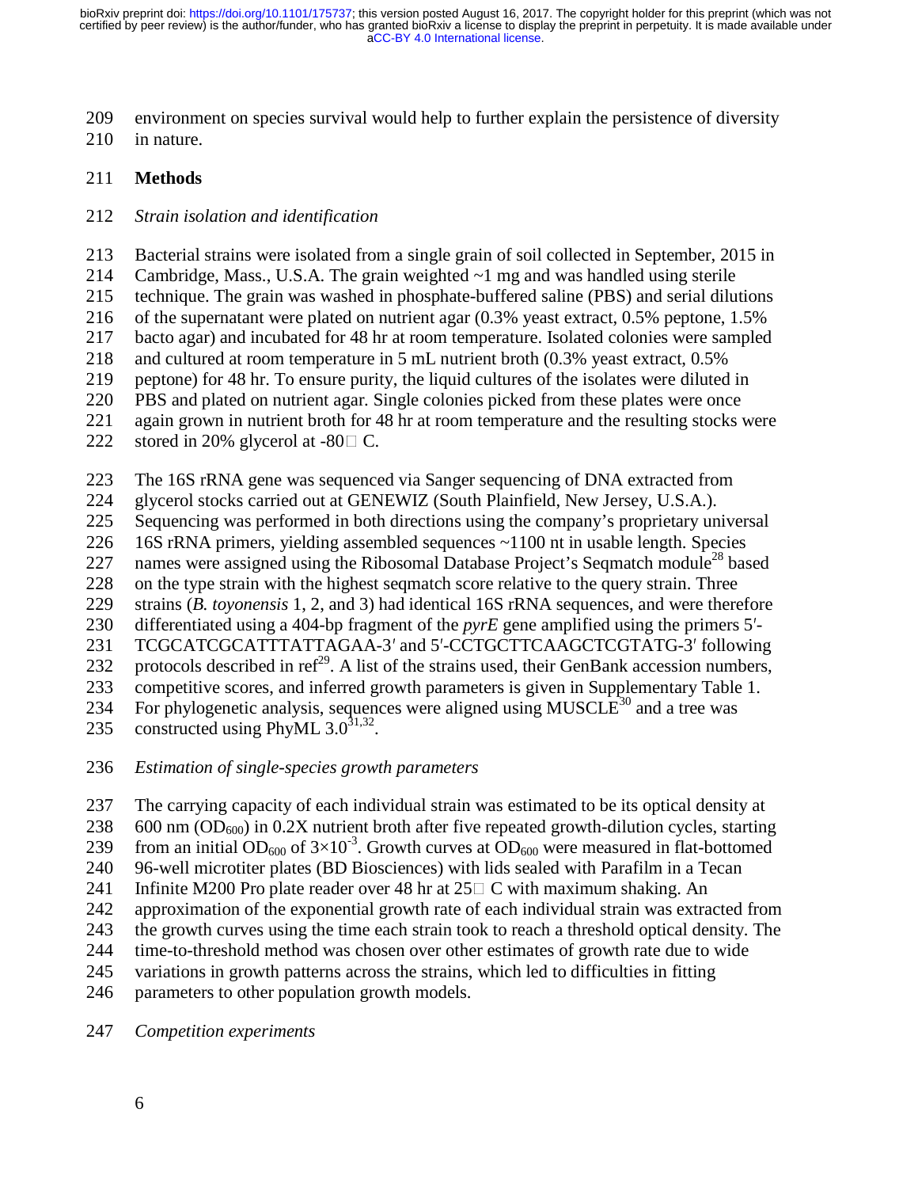environment on species survival would help to further explain the persistence of diversity in nature.

## Methods

### *Strain isolation and identification*

Bacterial strains were isolated from a single grain of soil collected in September, 2015 in Cambridge, Mass., U.S.A. The grain weighted ~1 mg and was handled using sterile technique. The grain was washed in phosphate-buffered saline (PBS) and serial dilutions of the supernatant were plated on nutrient agar (0.3% yeast extract, 0.5% peptone, 1.5% bacto agar) and incubated for 48 hr at room temperature. Isolated colonies were sampled and cultured at room temperature in 5 mL nutrient broth (0.3% yeast extract, 0.5% peptone) for 48 hr. To ensure purity, the liquid cultures of the isolates were diluted in PBS and plated on nutrient agar. Single colonies picked from these plates were once again grown in nutrient broth for 48 hr at room temperature and the resulting stocks were stored in 20% glycerol at -80 C.

The 16S rRNA gene was sequenced via Sanger sequencing of DNA extracted from glycerol stocks carried out at GENEWIZ (South Plainfield, New Jersey, U.S.A.). Sequencing was performed in both directions using the company's proprietary universal 16S rRNA primers, yielding assembled sequences ~1100 nt in usable length. Species names were assigned using the Ribosomal Database Project's Seqmatch module[28] based on the type strain with the highest seqmatch score relative to the query strain. Three strains (*B. toyonensis* 1, 2, and 3) had identical 16S rRNA sequences, and were therefore differentiated using a 404-bp fragment of the *pyrE* gene amplified using the primers 5′-TCGCATCGCATTTATTAGAA-3′ and 5′-CCTGCTTCAAGCTCGTATG-3′ following protocols described in ref[29]. A list of the strains used, their GenBank accession numbers, competitive scores, and inferred growth parameters is given in Supplementary Table 1. For phylogenetic analysis, sequences were aligned using MUSCLE[30] and a tree was constructed using PhyML 3.0[31,32].

### *Estimation of single-species growth parameters*

The carrying capacity of each individual strain was estimated to be its optical density at 600 nm ($OD_{600}$) in 0.2X nutrient broth after five repeated growth-dilution cycles, starting from an initial $OD_{600}$ of $3\times10^{-3}$. Growth curves at $OD_{600}$ were measured in flat-bottomed 96-well microtiter plates (BD Biosciences) with lids sealed with Parafilm in a Tecan Infinite M200 Pro plate reader over 48 hr at 25 C with maximum shaking. An approximation of the exponential growth rate of each individual strain was extracted from the growth curves using the time each strain took to reach a threshold optical density. The time-to-threshold method was chosen over other estimates of growth rate due to wide variations in growth patterns across the strains, which led to difficulties in fitting parameters to other population growth models.

### *Competition experiments*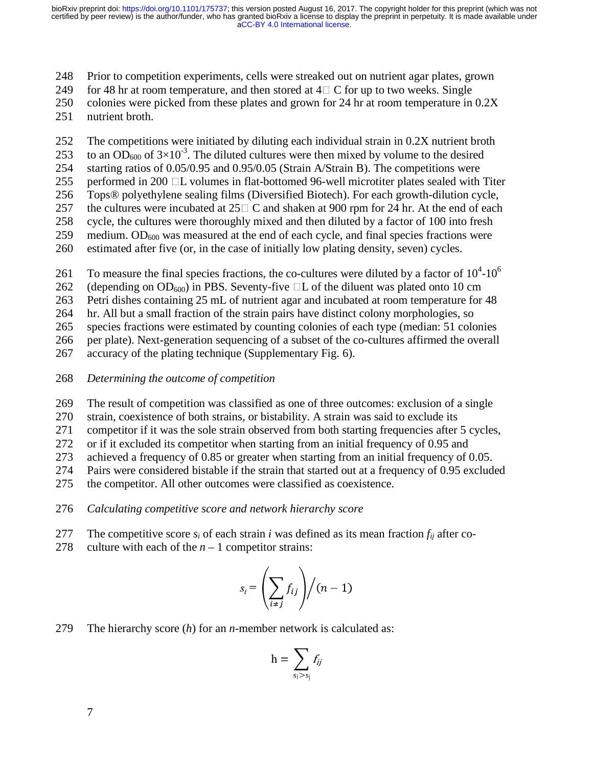Prior to competition experiments, cells were streaked out on nutrient agar plates, grown for 48 hr at room temperature, and then stored at 4 C for up to two weeks. Single colonies were picked from these plates and grown for 24 hr at room temperature in 0.2X nutrient broth.

The competitions were initiated by diluting each individual strain in 0.2X nutrient broth to an $OD_{600}$ of $3\times10^{-3}$. The diluted cultures were then mixed by volume to the desired starting ratios of 0.05/0.95 and 0.95/0.05 (Strain A/Strain B). The competitions were performed in 200 μL volumes in flat-bottomed 96-well microtiter plates sealed with Titer Tops® polyethylene sealing films (Diversified Biotech). For each growth-dilution cycle, the cultures were incubated at 25 C and shaken at 900 rpm for 24 hr. At the end of each cycle, the cultures were thoroughly mixed and then diluted by a factor of 100 into fresh medium. $OD_{600}$ was measured at the end of each cycle, and final species fractions were estimated after five (or, in the case of initially low plating density, seven) cycles.

To measure the final species fractions, the co-cultures were diluted by a factor of $10^4$-$10^6$ (depending on $OD_{600}$) in PBS. Seventy-five μL of the diluent was plated onto 10 cm Petri dishes containing 25 mL of nutrient agar and incubated at room temperature for 48 hr. All but a small fraction of the strain pairs have distinct colony morphologies, so species fractions were estimated by counting colonies of each type (median: 51 colonies per plate). Next-generation sequencing of a subset of the co-cultures affirmed the overall accuracy of the plating technique (Supplementary Fig. 6).

*Determining the outcome of competition*

The result of competition was classified as one of three outcomes: exclusion of a single strain, coexistence of both strains, or bistability. A strain was said to exclude its competitor if it was the sole strain observed from both starting frequencies after 5 cycles, or if it excluded its competitor when starting from an initial frequency of 0.95 and achieved a frequency of 0.85 or greater when starting from an initial frequency of 0.05. Pairs were considered bistable if the strain that started out at a frequency of 0.95 excluded the competitor. All other outcomes were classified as coexistence.

*Calculating competitive score and network hierarchy score*

The competitive score $s_i$ of each strain $i$ was defined as its mean fraction $f_{ij}$ after co-culture with each of the $n - 1$ competitor strains:

$$s_i = \left(\sum_{i \neq j} f_{ij}\right) \Big/ (n-1)$$

The hierarchy score ($h$) for an $n$-member network is calculated as:

$$\mathrm{h} = \sum_{s_i > s_j} f_{ij}$$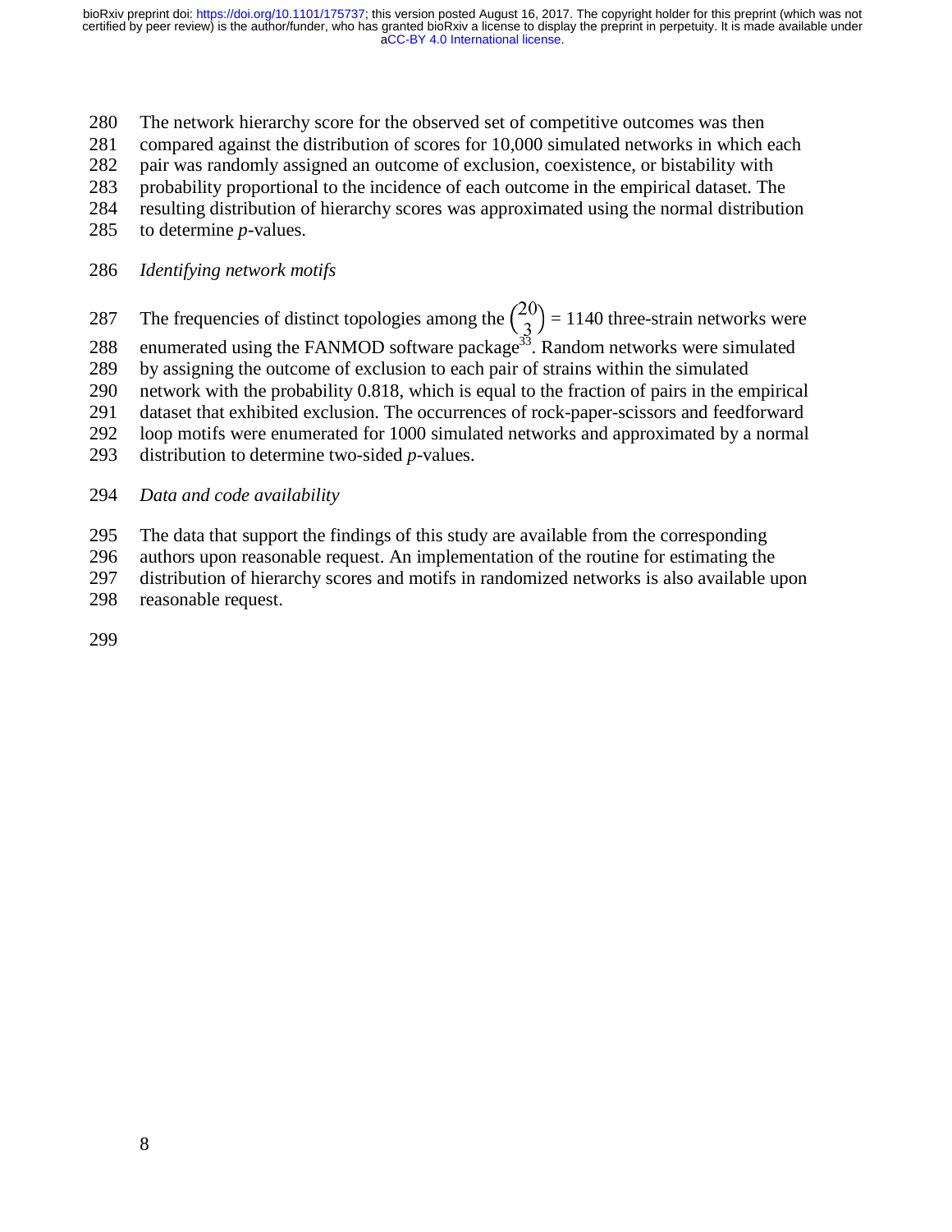The network hierarchy score for the observed set of competitive outcomes was then compared against the distribution of scores for 10,000 simulated networks in which each pair was randomly assigned an outcome of exclusion, coexistence, or bistability with probability proportional to the incidence of each outcome in the empirical dataset. The resulting distribution of hierarchy scores was approximated using the normal distribution to determine *p*-values.

*Identifying network motifs*

The frequencies of distinct topologies among the $\binom{20}{3} = 1140$ three-strain networks were enumerated using the FANMOD software package[33]. Random networks were simulated by assigning the outcome of exclusion to each pair of strains within the simulated network with the probability 0.818, which is equal to the fraction of pairs in the empirical dataset that exhibited exclusion. The occurrences of rock-paper-scissors and feedforward loop motifs were enumerated for 1000 simulated networks and approximated by a normal distribution to determine two-sided *p*-values.

*Data and code availability*

The data that support the findings of this study are available from the corresponding authors upon reasonable request. An implementation of the routine for estimating the distribution of hierarchy scores and motifs in randomized networks is also available upon reasonable request.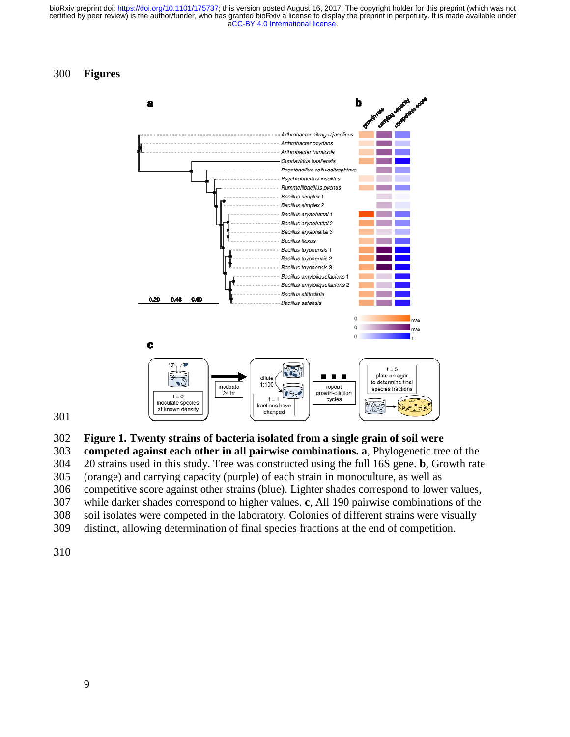# Figures

**Figure 1. Twenty strains of bacteria isolated from a single grain of soil were competed against each other in all pairwise combinations. a**, Phylogenetic tree of the 20 strains used in this study. Tree was constructed using the full 16S gene. **b**, Growth rate (orange) and carrying capacity (purple) of each strain in monoculture, as well as competitive score against other strains (blue). Lighter shades correspond to lower values, while darker shades correspond to higher values. **c**, All 190 pairwise combinations of the soil isolates were competed in the laboratory. Colonies of different strains were visually distinct, allowing determination of final species fractions at the end of competition.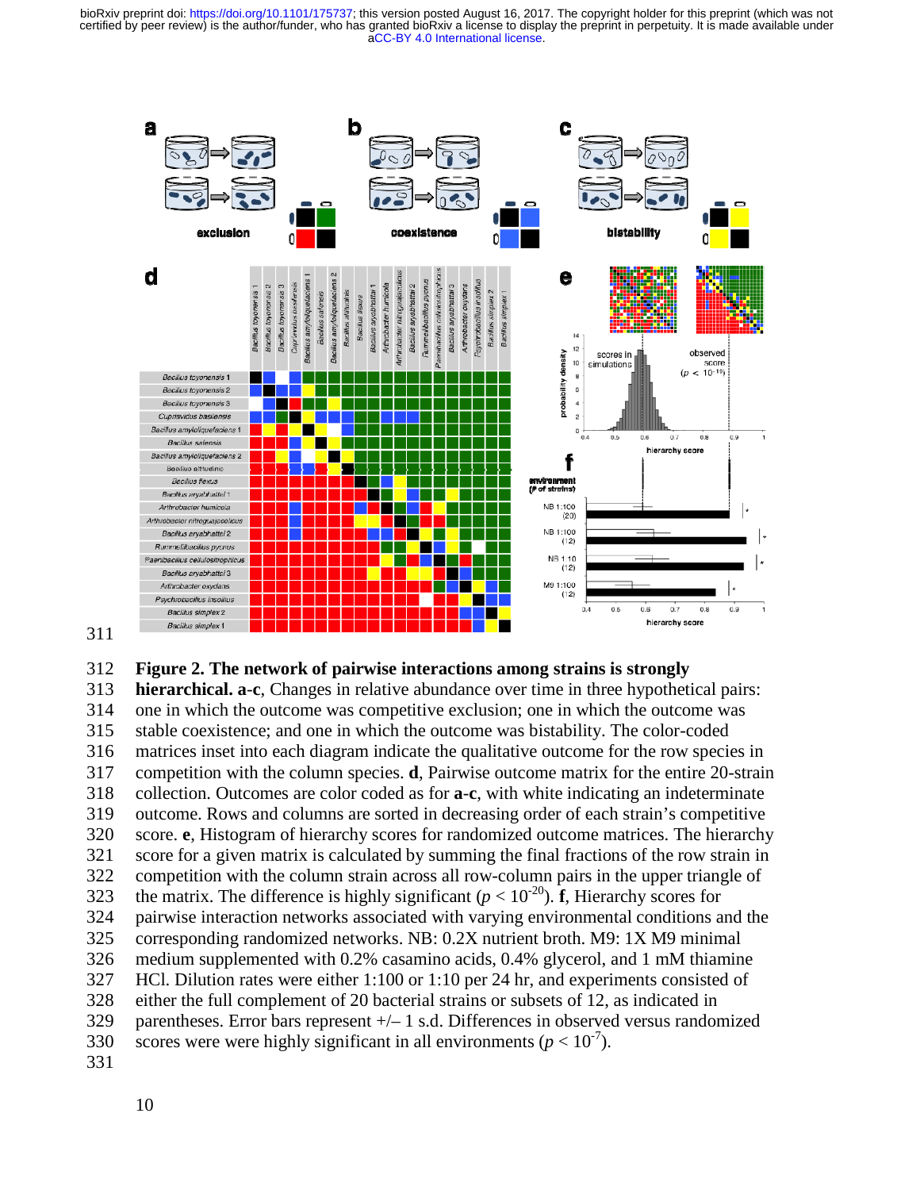**Figure 2. The network of pairwise interactions among strains is strongly hierarchical. a-c**, Changes in relative abundance over time in three hypothetical pairs: one in which the outcome was competitive exclusion; one in which the outcome was stable coexistence; and one in which the outcome was bistability. The color-coded matrices inset into each diagram indicate the qualitative outcome for the row species in competition with the column species. **d**, Pairwise outcome matrix for the entire 20-strain collection. Outcomes are color coded as for **a-c**, with white indicating an indeterminate outcome. Rows and columns are sorted in decreasing order of each strain's competitive score. **e**, Histogram of hierarchy scores for randomized outcome matrices. The hierarchy score for a given matrix is calculated by summing the final fractions of the row strain in competition with the column strain across all row-column pairs in the upper triangle of the matrix. The difference is highly significant ($p < 10^{-20}$). **f**, Hierarchy scores for pairwise interaction networks associated with varying environmental conditions and the corresponding randomized networks. NB: 0.2X nutrient broth. M9: 1X M9 minimal medium supplemented with 0.2% casamino acids, 0.4% glycerol, and 1 mM thiamine HCl. Dilution rates were either 1:100 or 1:10 per 24 hr, and experiments consisted of either the full complement of 20 bacterial strains or subsets of 12, as indicated in parentheses. Error bars represent +/– 1 s.d. Differences in observed versus randomized scores were were highly significant in all environments ($p < 10^{-7}$).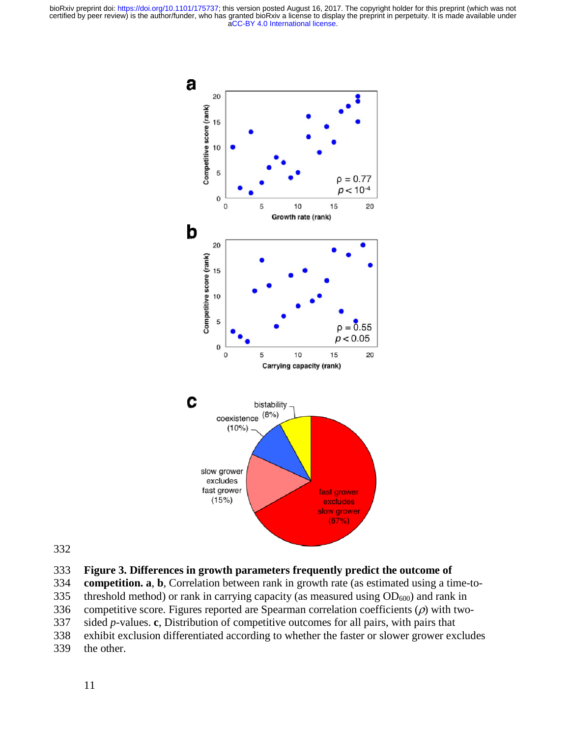**Figure 3. Differences in growth parameters frequently predict the outcome of competition. a**, **b**, Correlation between rank in growth rate (as estimated using a time-to-threshold method) or rank in carrying capacity (as measured using $OD_{600}$) and rank in competitive score. Figures reported are Spearman correlation coefficients ($\rho$) with two-sided $p$-values. **c**, Distribution of competitive outcomes for all pairs, with pairs that exhibit exclusion differentiated according to whether the faster or slower grower excludes the other.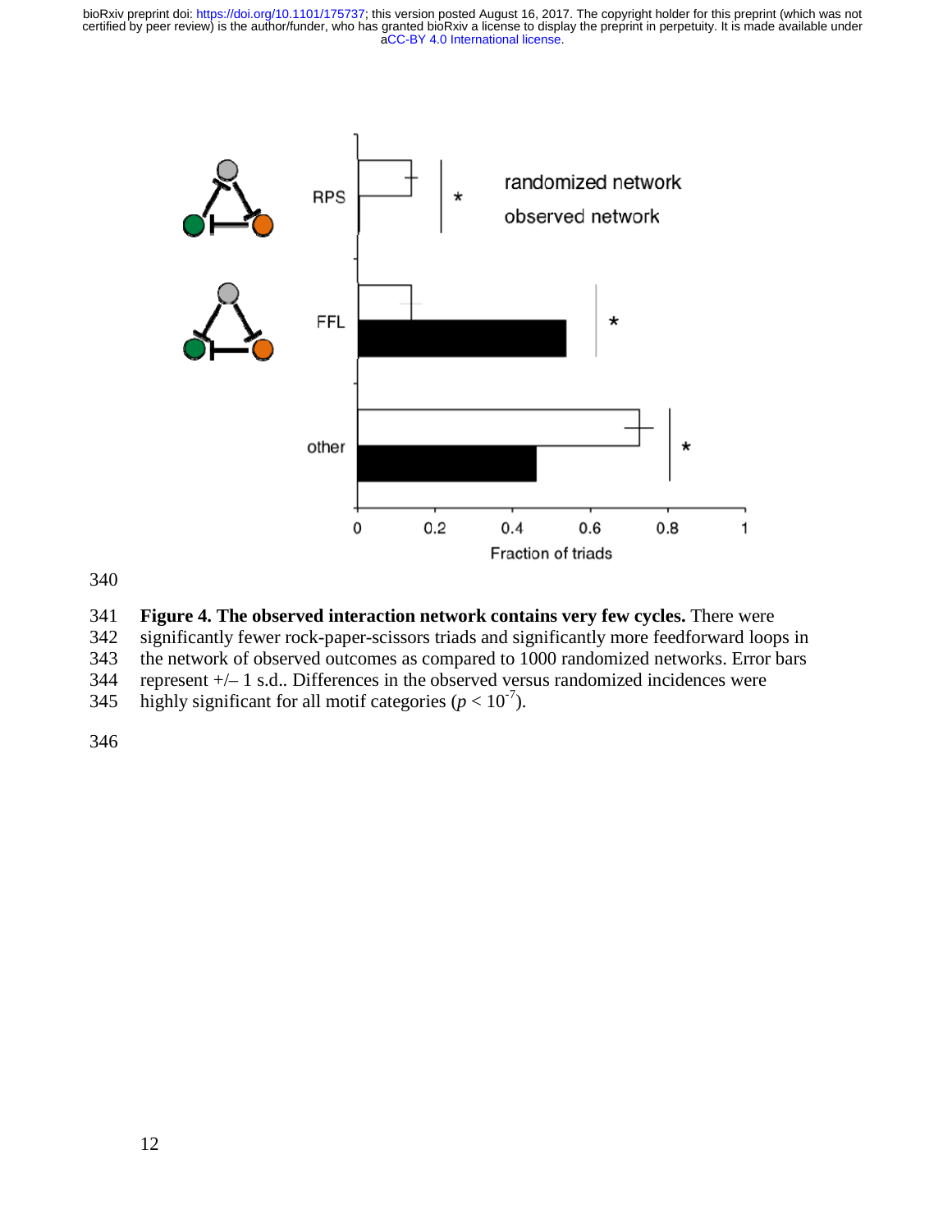**Figure 4. The observed interaction network contains very few cycles.** There were significantly fewer rock-paper-scissors triads and significantly more feedforward loops in the network of observed outcomes as compared to 1000 randomized networks. Error bars represent +/– 1 s.d.. Differences in the observed versus randomized incidences were highly significant for all motif categories ($p < 10^{-7}$).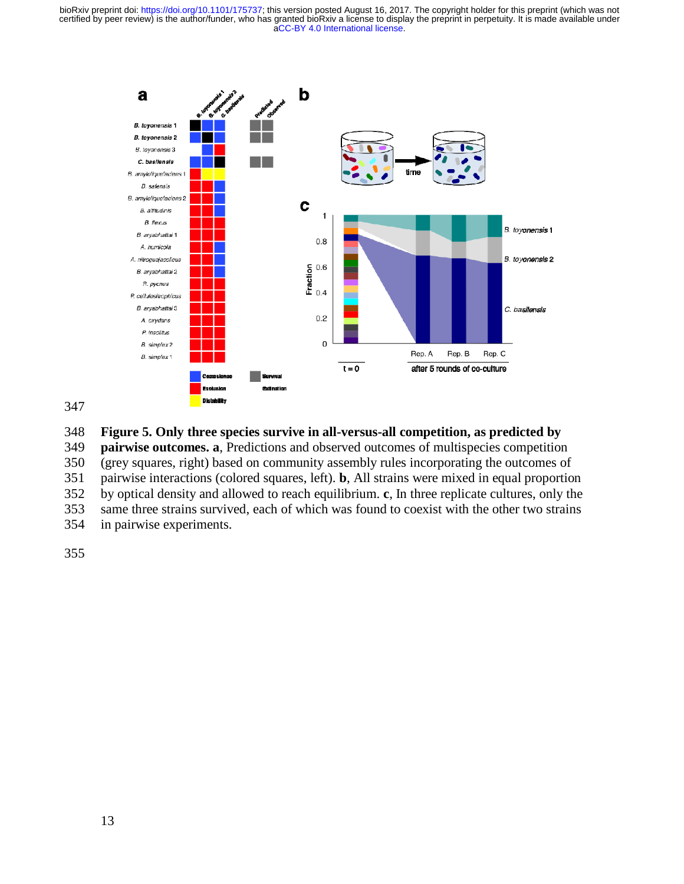**Figure 5. Only three species survive in all-versus-all competition, as predicted by pairwise outcomes.** **a**, Predictions and observed outcomes of multispecies competition (grey squares, right) based on community assembly rules incorporating the outcomes of pairwise interactions (colored squares, left). **b**, All strains were mixed in equal proportion by optical density and allowed to reach equilibrium. **c**, In three replicate cultures, only the same three strains survived, each of which was found to coexist with the other two strains in pairwise experiments.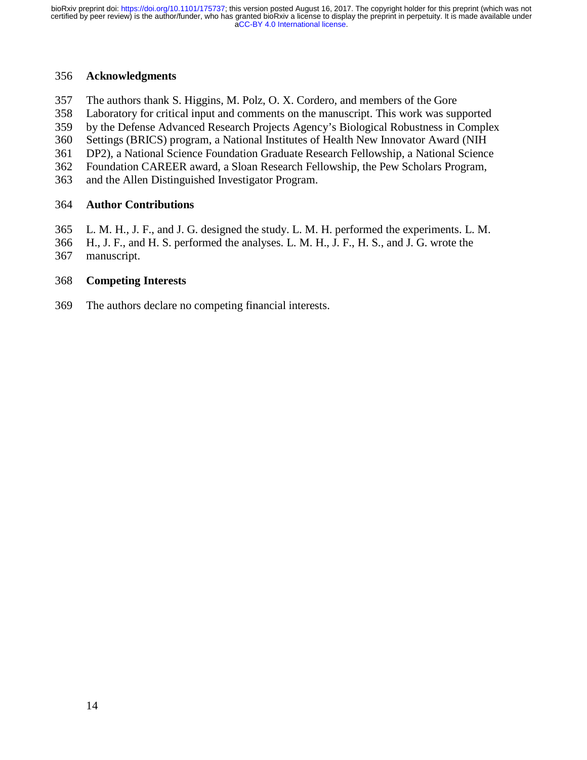## Acknowledgments

The authors thank S. Higgins, M. Polz, O. X. Cordero, and members of the Gore Laboratory for critical input and comments on the manuscript. This work was supported by the Defense Advanced Research Projects Agency's Biological Robustness in Complex Settings (BRICS) program, a National Institutes of Health New Innovator Award (NIH DP2), a National Science Foundation Graduate Research Fellowship, a National Science Foundation CAREER award, a Sloan Research Fellowship, the Pew Scholars Program, and the Allen Distinguished Investigator Program.

## Author Contributions

L. M. H., J. F., and J. G. designed the study. L. M. H. performed the experiments. L. M. H., J. F., and H. S. performed the analyses. L. M. H., J. F., H. S., and J. G. wrote the manuscript.

## Competing Interests

The authors declare no competing financial interests.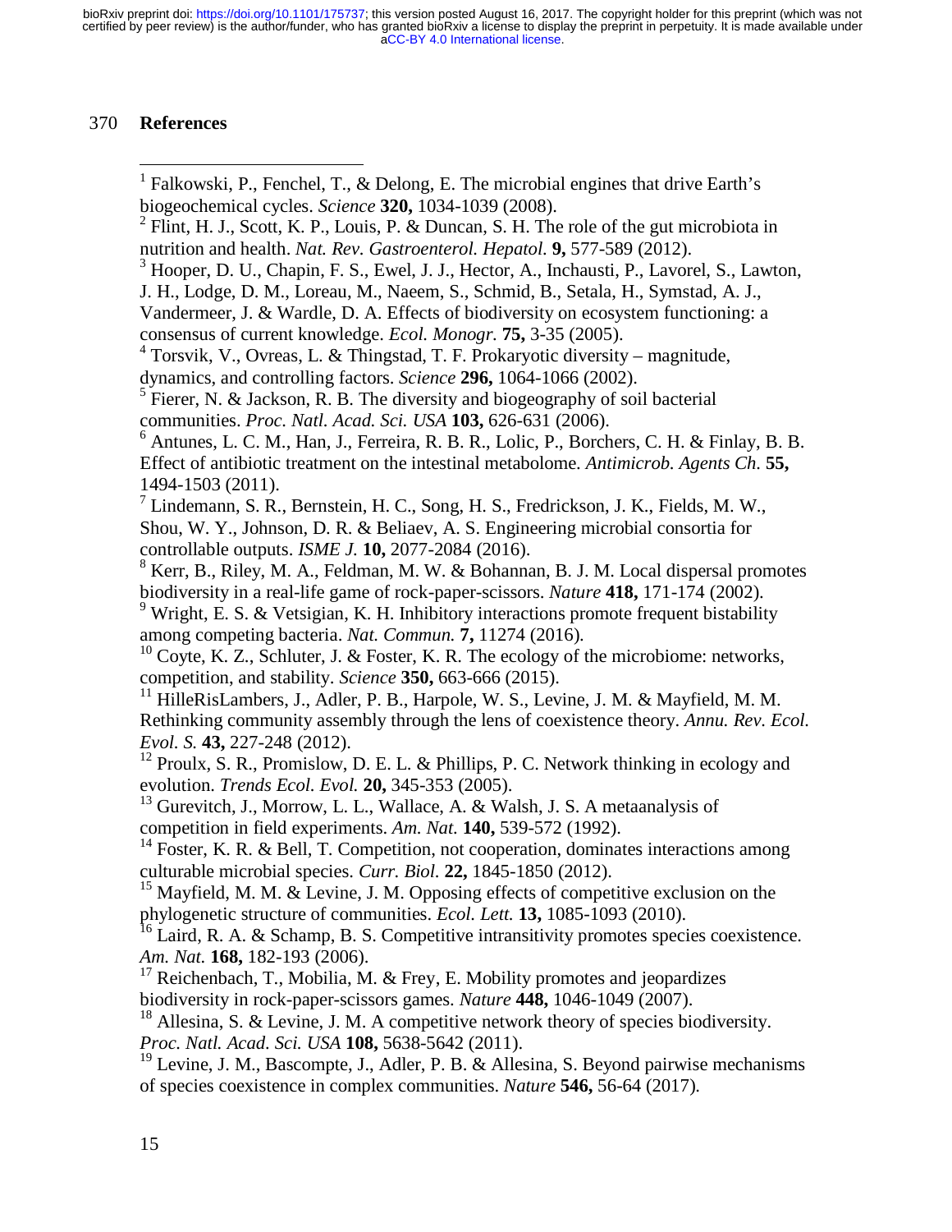## References

[1] Falkowski, P., Fenchel, T., & Delong, E. The microbial engines that drive Earth's biogeochemical cycles. *Science* **320,** 1034-1039 (2008).

[2] Flint, H. J., Scott, K. P., Louis, P. & Duncan, S. H. The role of the gut microbiota in nutrition and health. *Nat. Rev. Gastroenterol. Hepatol.* **9,** 577-589 (2012).

[3] Hooper, D. U., Chapin, F. S., Ewel, J. J., Hector, A., Inchausti, P., Lavorel, S., Lawton, J. H., Lodge, D. M., Loreau, M., Naeem, S., Schmid, B., Setala, H., Symstad, A. J., Vandermeer, J. & Wardle, D. A. Effects of biodiversity on ecosystem functioning: a consensus of current knowledge. *Ecol. Monogr.* **75,** 3-35 (2005).

[4] Torsvik, V., Ovreas, L. & Thingstad, T. F. Prokaryotic diversity – magnitude, dynamics, and controlling factors. *Science* **296,** 1064-1066 (2002).

[5] Fierer, N. & Jackson, R. B. The diversity and biogeography of soil bacterial communities. *Proc. Natl. Acad. Sci. USA* **103,** 626-631 (2006).

[6] Antunes, L. C. M., Han, J., Ferreira, R. B. R., Lolic, P., Borchers, C. H. & Finlay, B. B. Effect of antibiotic treatment on the intestinal metabolome. *Antimicrob. Agents Ch.* **55,** 1494-1503 (2011).

[7] Lindemann, S. R., Bernstein, H. C., Song, H. S., Fredrickson, J. K., Fields, M. W., Shou, W. Y., Johnson, D. R. & Beliaev, A. S. Engineering microbial consortia for controllable outputs. *ISME J.* **10,** 2077-2084 (2016).

[8] Kerr, B., Riley, M. A., Feldman, M. W. & Bohannan, B. J. M. Local dispersal promotes biodiversity in a real-life game of rock-paper-scissors. *Nature* **418,** 171-174 (2002).

[9] Wright, E. S. & Vetsigian, K. H. Inhibitory interactions promote frequent bistability among competing bacteria. *Nat. Commun.* **7,** 11274 (2016).

[10] Coyte, K. Z., Schluter, J. & Foster, K. R. The ecology of the microbiome: networks, competition, and stability. *Science* **350,** 663-666 (2015).

[11] HilleRisLambers, J., Adler, P. B., Harpole, W. S., Levine, J. M. & Mayfield, M. M. Rethinking community assembly through the lens of coexistence theory. *Annu. Rev. Ecol. Evol. S.* **43,** 227-248 (2012).

[12] Proulx, S. R., Promislow, D. E. L. & Phillips, P. C. Network thinking in ecology and evolution. *Trends Ecol. Evol.* **20,** 345-353 (2005).

[13] Gurevitch, J., Morrow, L. L., Wallace, A. & Walsh, J. S. A metaanalysis of competition in field experiments. *Am. Nat.* **140,** 539-572 (1992).

[14] Foster, K. R. & Bell, T. Competition, not cooperation, dominates interactions among culturable microbial species. *Curr. Biol.* **22,** 1845-1850 (2012).

[15] Mayfield, M. M. & Levine, J. M. Opposing effects of competitive exclusion on the phylogenetic structure of communities. *Ecol. Lett.* **13,** 1085-1093 (2010).

[16] Laird, R. A. & Schamp, B. S. Competitive intransitivity promotes species coexistence. *Am. Nat.* **168,** 182-193 (2006).

[17] Reichenbach, T., Mobilia, M. & Frey, E. Mobility promotes and jeopardizes biodiversity in rock-paper-scissors games. *Nature* **448,** 1046-1049 (2007).

[18] Allesina, S. & Levine, J. M. A competitive network theory of species biodiversity. *Proc. Natl. Acad. Sci. USA* **108,** 5638-5642 (2011).

[19] Levine, J. M., Bascompte, J., Adler, P. B. & Allesina, S. Beyond pairwise mechanisms of species coexistence in complex communities. *Nature* **546,** 56-64 (2017).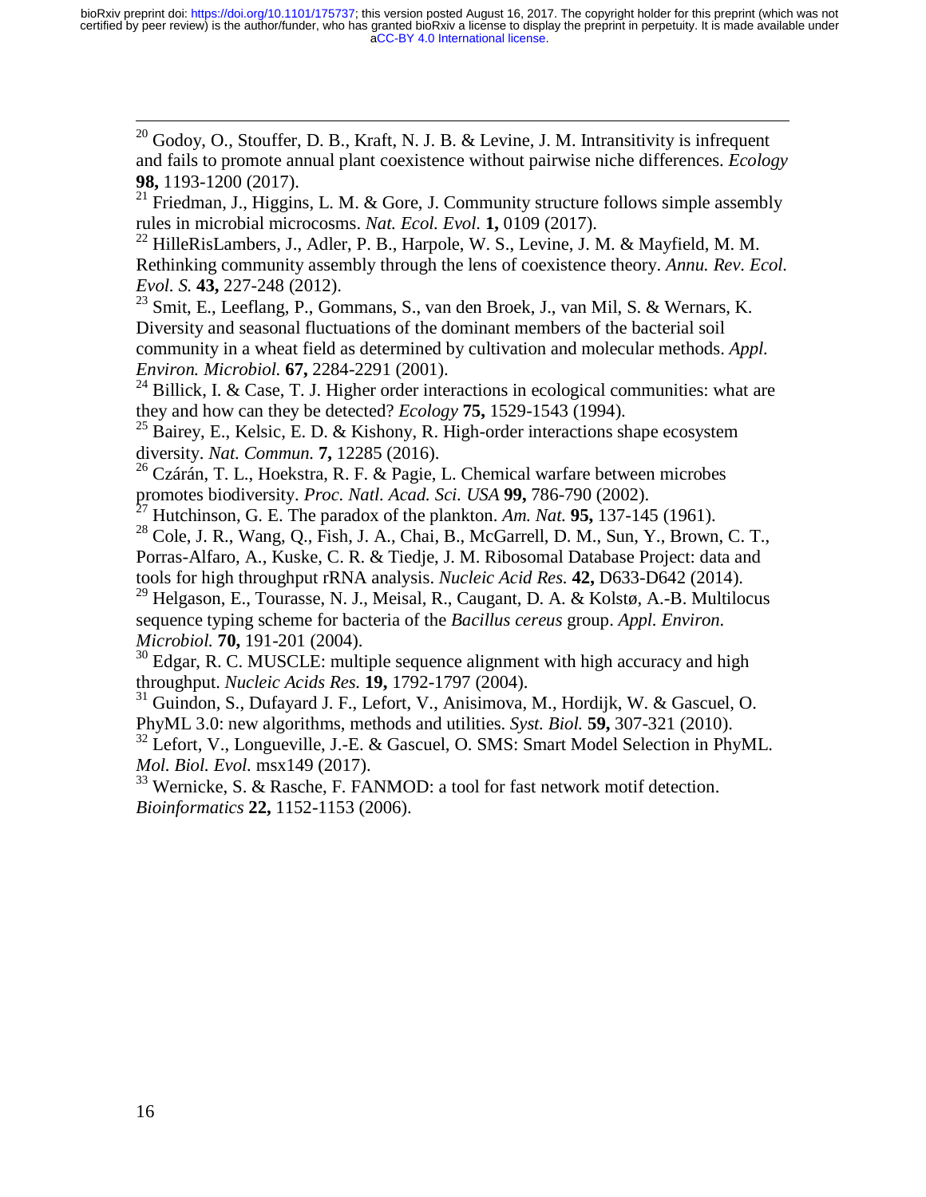[20] Godoy, O., Stouffer, D. B., Kraft, N. J. B. & Levine, J. M. Intransitivity is infrequent and fails to promote annual plant coexistence without pairwise niche differences. *Ecology* **98,** 1193-1200 (2017).

[21] Friedman, J., Higgins, L. M. & Gore, J. Community structure follows simple assembly rules in microbial microcosms. *Nat. Ecol. Evol.* **1,** 0109 (2017).

[22] HilleRisLambers, J., Adler, P. B., Harpole, W. S., Levine, J. M. & Mayfield, M. M. Rethinking community assembly through the lens of coexistence theory. *Annu. Rev. Ecol. Evol. S.* **43,** 227-248 (2012).

[23] Smit, E., Leeflang, P., Gommans, S., van den Broek, J., van Mil, S. & Wernars, K. Diversity and seasonal fluctuations of the dominant members of the bacterial soil community in a wheat field as determined by cultivation and molecular methods. *Appl. Environ. Microbiol.* **67,** 2284-2291 (2001).

[24] Billick, I. & Case, T. J. Higher order interactions in ecological communities: what are they and how can they be detected? *Ecology* **75,** 1529-1543 (1994).

[25] Bairey, E., Kelsic, E. D. & Kishony, R. High-order interactions shape ecosystem diversity. *Nat. Commun.* **7,** 12285 (2016).

[26] Czárán, T. L., Hoekstra, R. F. & Pagie, L. Chemical warfare between microbes promotes biodiversity. *Proc. Natl. Acad. Sci. USA* **99,** 786-790 (2002).

[27] Hutchinson, G. E. The paradox of the plankton. *Am. Nat.* **95,** 137-145 (1961).

[28] Cole, J. R., Wang, Q., Fish, J. A., Chai, B., McGarrell, D. M., Sun, Y., Brown, C. T., Porras-Alfaro, A., Kuske, C. R. & Tiedje, J. M. Ribosomal Database Project: data and tools for high throughput rRNA analysis. *Nucleic Acid Res.* **42,** D633-D642 (2014).

[29] Helgason, E., Tourasse, N. J., Meisal, R., Caugant, D. A. & Kolstø, A.-B. Multilocus sequence typing scheme for bacteria of the *Bacillus cereus* group. *Appl. Environ. Microbiol.* **70,** 191-201 (2004).

[30] Edgar, R. C. MUSCLE: multiple sequence alignment with high accuracy and high throughput. *Nucleic Acids Res.* **19,** 1792-1797 (2004).

[31] Guindon, S., Dufayard J. F., Lefort, V., Anisimova, M., Hordijk, W. & Gascuel, O. PhyML 3.0: new algorithms, methods and utilities. *Syst. Biol.* **59,** 307-321 (2010).

[32] Lefort, V., Longueville, J.-E. & Gascuel, O. SMS: Smart Model Selection in PhyML. *Mol. Biol. Evol.* msx149 (2017).

[33] Wernicke, S. & Rasche, F. FANMOD: a tool for fast network motif detection. *Bioinformatics* **22,** 1152-1153 (2006).